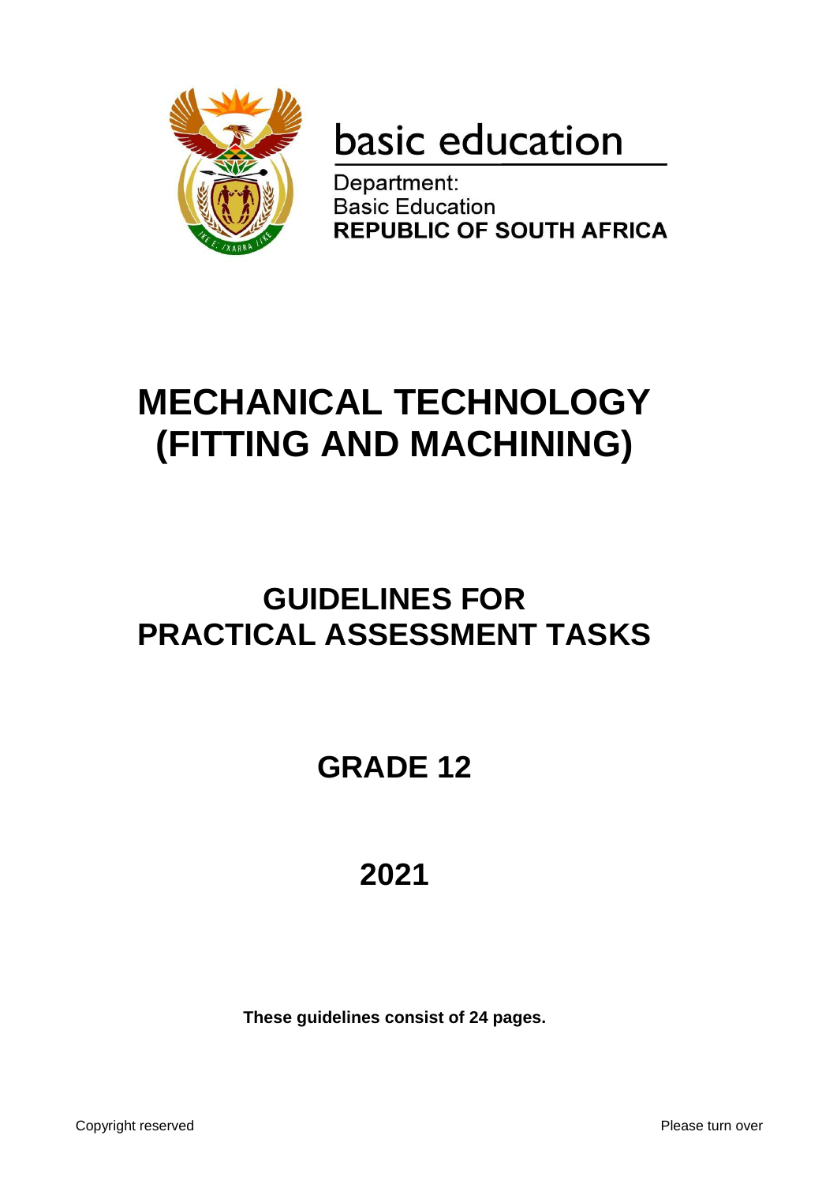basic education

Department:
Basic Education
**REPUBLIC OF SOUTH AFRICA**

# MECHANICAL TECHNOLOGY (FITTING AND MACHINING)

## GUIDELINES FOR PRACTICAL ASSESSMENT TASKS

## GRADE 12

## 2021

**These guidelines consist of 24 pages.**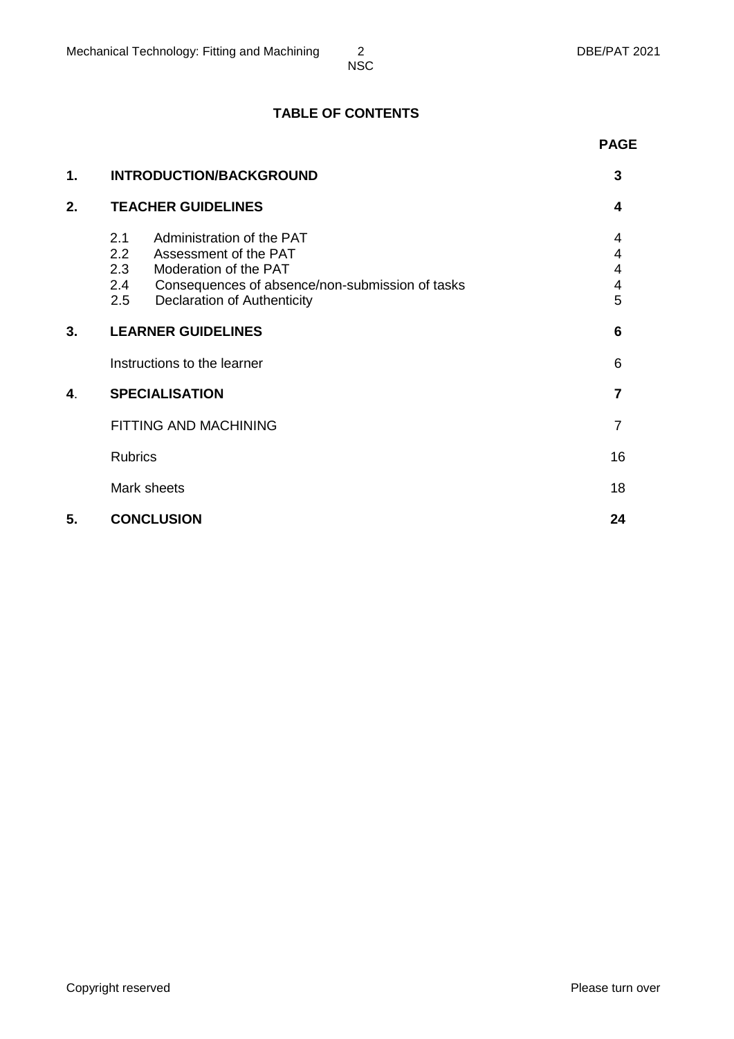## TABLE OF CONTENTS

| | | PAGE |
|---|---|---|
| **1.** | **INTRODUCTION/BACKGROUND** | **3** |
| **2.** | **TEACHER GUIDELINES** | **4** |
| | 2.1 Administration of the PAT | 4 |
| | 2.2 Assessment of the PAT | 4 |
| | 2.3 Moderation of the PAT | 4 |
| | 2.4 Consequences of absence/non-submission of tasks | 4 |
| | 2.5 Declaration of Authenticity | 5 |
| **3.** | **LEARNER GUIDELINES** | **6** |
| | Instructions to the learner | 6 |
| **4.** | **SPECIALISATION** | **7** |
| | FITTING AND MACHINING | 7 |
| | Rubrics | 16 |
| | Mark sheets | 18 |
| **5.** | **CONCLUSION** | **24** |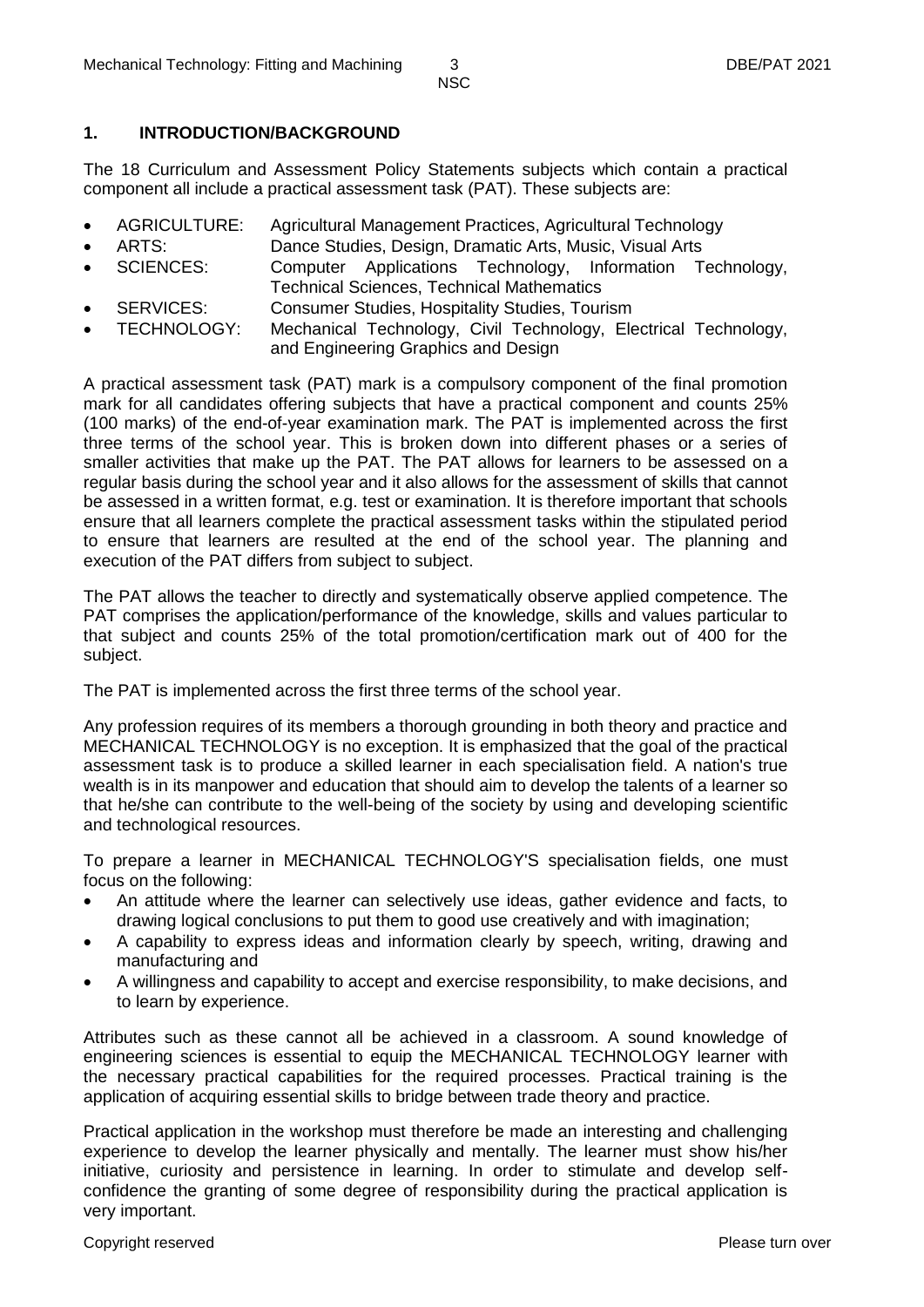## 1. INTRODUCTION/BACKGROUND

The 18 Curriculum and Assessment Policy Statements subjects which contain a practical component all include a practical assessment task (PAT). These subjects are:

- AGRICULTURE: Agricultural Management Practices, Agricultural Technology
- ARTS: Dance Studies, Design, Dramatic Arts, Music, Visual Arts
- SCIENCES: Computer Applications Technology, Information Technology, Technical Sciences, Technical Mathematics
- SERVICES: Consumer Studies, Hospitality Studies, Tourism
- TECHNOLOGY: Mechanical Technology, Civil Technology, Electrical Technology, and Engineering Graphics and Design

A practical assessment task (PAT) mark is a compulsory component of the final promotion mark for all candidates offering subjects that have a practical component and counts 25% (100 marks) of the end-of-year examination mark. The PAT is implemented across the first three terms of the school year. This is broken down into different phases or a series of smaller activities that make up the PAT. The PAT allows for learners to be assessed on a regular basis during the school year and it also allows for the assessment of skills that cannot be assessed in a written format, e.g. test or examination. It is therefore important that schools ensure that all learners complete the practical assessment tasks within the stipulated period to ensure that learners are resulted at the end of the school year. The planning and execution of the PAT differs from subject to subject.

The PAT allows the teacher to directly and systematically observe applied competence. The PAT comprises the application/performance of the knowledge, skills and values particular to that subject and counts 25% of the total promotion/certification mark out of 400 for the subject.

The PAT is implemented across the first three terms of the school year.

Any profession requires of its members a thorough grounding in both theory and practice and MECHANICAL TECHNOLOGY is no exception. It is emphasized that the goal of the practical assessment task is to produce a skilled learner in each specialisation field. A nation's true wealth is in its manpower and education that should aim to develop the talents of a learner so that he/she can contribute to the well-being of the society by using and developing scientific and technological resources.

To prepare a learner in MECHANICAL TECHNOLOGY'S specialisation fields, one must focus on the following:

- An attitude where the learner can selectively use ideas, gather evidence and facts, to drawing logical conclusions to put them to good use creatively and with imagination;
- A capability to express ideas and information clearly by speech, writing, drawing and manufacturing and
- A willingness and capability to accept and exercise responsibility, to make decisions, and to learn by experience.

Attributes such as these cannot all be achieved in a classroom. A sound knowledge of engineering sciences is essential to equip the MECHANICAL TECHNOLOGY learner with the necessary practical capabilities for the required processes. Practical training is the application of acquiring essential skills to bridge between trade theory and practice.

Practical application in the workshop must therefore be made an interesting and challenging experience to develop the learner physically and mentally. The learner must show his/her initiative, curiosity and persistence in learning. In order to stimulate and develop self-confidence the granting of some degree of responsibility during the practical application is very important.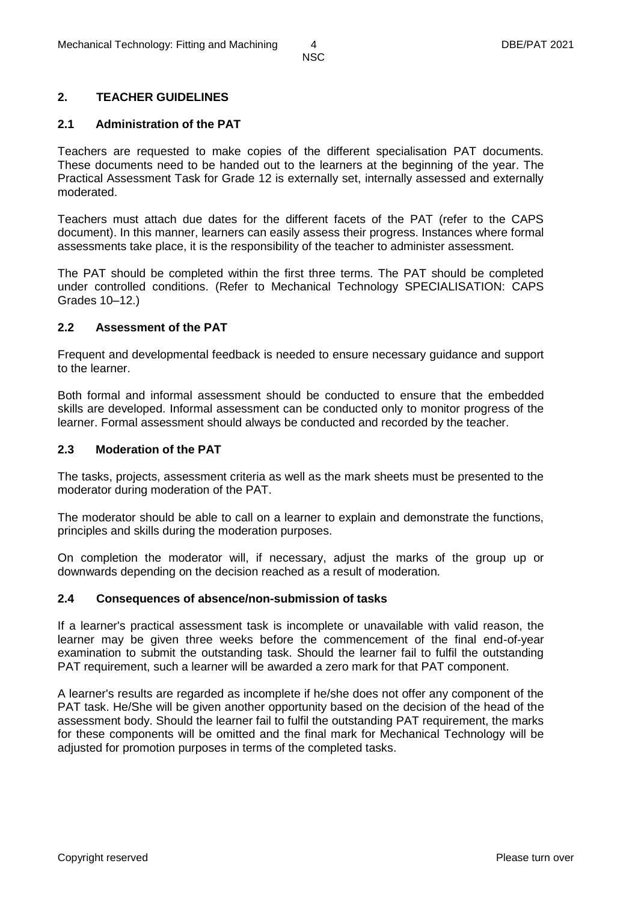## 2. TEACHER GUIDELINES

### 2.1 Administration of the PAT

Teachers are requested to make copies of the different specialisation PAT documents. These documents need to be handed out to the learners at the beginning of the year. The Practical Assessment Task for Grade 12 is externally set, internally assessed and externally moderated.

Teachers must attach due dates for the different facets of the PAT (refer to the CAPS document). In this manner, learners can easily assess their progress. Instances where formal assessments take place, it is the responsibility of the teacher to administer assessment.

The PAT should be completed within the first three terms. The PAT should be completed under controlled conditions. (Refer to Mechanical Technology SPECIALISATION: CAPS Grades 10–12.)

### 2.2 Assessment of the PAT

Frequent and developmental feedback is needed to ensure necessary guidance and support to the learner.

Both formal and informal assessment should be conducted to ensure that the embedded skills are developed. Informal assessment can be conducted only to monitor progress of the learner. Formal assessment should always be conducted and recorded by the teacher.

### 2.3 Moderation of the PAT

The tasks, projects, assessment criteria as well as the mark sheets must be presented to the moderator during moderation of the PAT.

The moderator should be able to call on a learner to explain and demonstrate the functions, principles and skills during the moderation purposes.

On completion the moderator will, if necessary, adjust the marks of the group up or downwards depending on the decision reached as a result of moderation.

### 2.4 Consequences of absence/non-submission of tasks

If a learner's practical assessment task is incomplete or unavailable with valid reason, the learner may be given three weeks before the commencement of the final end-of-year examination to submit the outstanding task. Should the learner fail to fulfil the outstanding PAT requirement, such a learner will be awarded a zero mark for that PAT component.

A learner's results are regarded as incomplete if he/she does not offer any component of the PAT task. He/She will be given another opportunity based on the decision of the head of the assessment body. Should the learner fail to fulfil the outstanding PAT requirement, the marks for these components will be omitted and the final mark for Mechanical Technology will be adjusted for promotion purposes in terms of the completed tasks.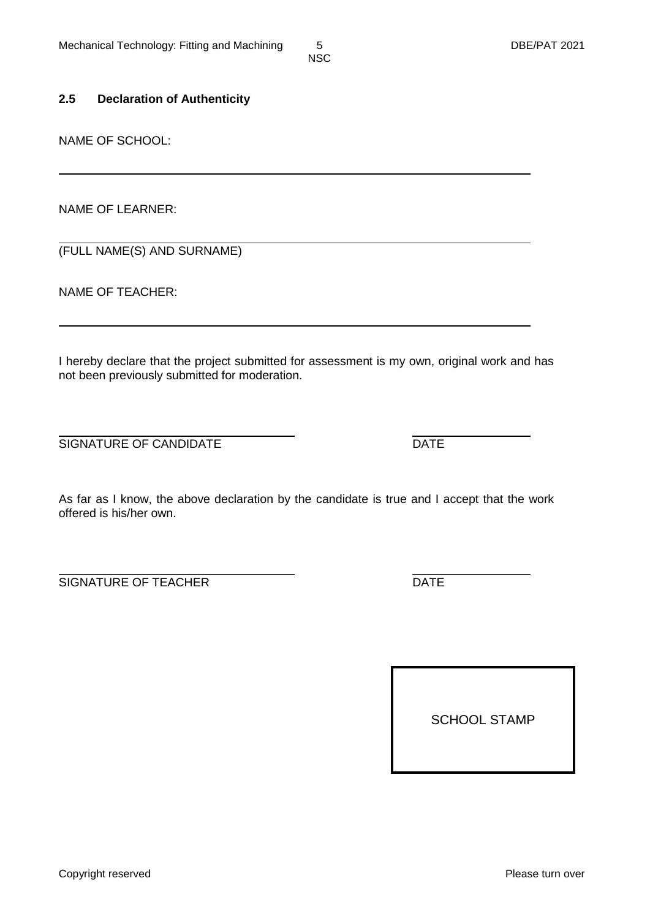## 2.5 Declaration of Authenticity

NAME OF SCHOOL:

\_\_\_\_\_\_\_\_\_\_\_\_\_\_\_\_\_\_\_\_\_\_\_\_\_\_\_\_\_\_\_\_\_\_\_\_\_\_\_\_\_\_\_\_\_\_\_\_\_\_\_\_\_\_\_\_\_\_\_\_

NAME OF LEARNER:

\_\_\_\_\_\_\_\_\_\_\_\_\_\_\_\_\_\_\_\_\_\_\_\_\_\_\_\_\_\_\_\_\_\_\_\_\_\_\_\_\_\_\_\_\_\_\_\_\_\_\_\_\_\_\_\_\_\_\_\_

(FULL NAME(S) AND SURNAME)

NAME OF TEACHER:

\_\_\_\_\_\_\_\_\_\_\_\_\_\_\_\_\_\_\_\_\_\_\_\_\_\_\_\_\_\_\_\_\_\_\_\_\_\_\_\_\_\_\_\_\_\_\_\_\_\_\_\_\_\_\_\_\_\_\_\_

I hereby declare that the project submitted for assessment is my own, original work and has not been previously submitted for moderation.

\_\_\_\_\_\_\_\_\_\_\_\_\_\_\_\_\_\_\_\_\_\_\_\_\_\_\_\_\_\_ &nbsp;&nbsp;&nbsp;&nbsp;&nbsp;&nbsp;&nbsp;&nbsp; \_\_\_\_\_\_\_\_\_\_\_\_\_\_\_

SIGNATURE OF CANDIDATE &nbsp;&nbsp;&nbsp;&nbsp;&nbsp;&nbsp;&nbsp;&nbsp; DATE

As far as I know, the above declaration by the candidate is true and I accept that the work offered is his/her own.

\_\_\_\_\_\_\_\_\_\_\_\_\_\_\_\_\_\_\_\_\_\_\_\_\_\_\_\_\_\_ &nbsp;&nbsp;&nbsp;&nbsp;&nbsp;&nbsp;&nbsp;&nbsp; \_\_\_\_\_\_\_\_\_\_\_\_\_\_\_

SIGNATURE OF TEACHER &nbsp;&nbsp;&nbsp;&nbsp;&nbsp;&nbsp;&nbsp;&nbsp; DATE

| SCHOOL STAMP |
|---|
| |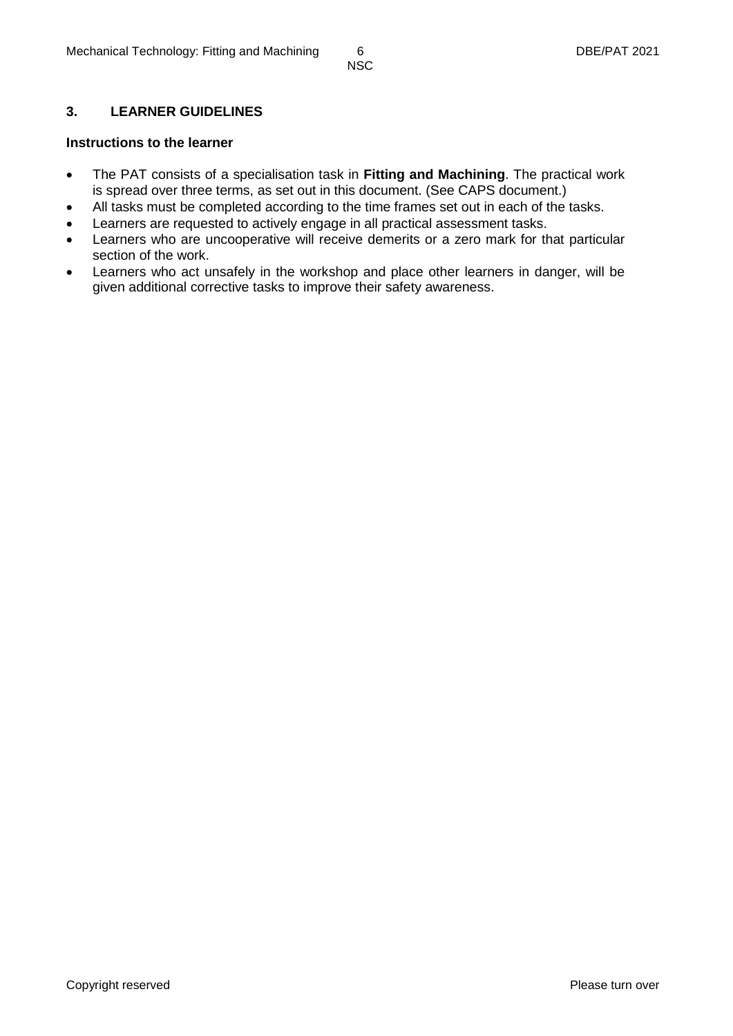## 3. LEARNER GUIDELINES

**Instructions to the learner**

- The PAT consists of a specialisation task in **Fitting and Machining**. The practical work is spread over three terms, as set out in this document. (See CAPS document.)
- All tasks must be completed according to the time frames set out in each of the tasks.
- Learners are requested to actively engage in all practical assessment tasks.
- Learners who are uncooperative will receive demerits or a zero mark for that particular section of the work.
- Learners who act unsafely in the workshop and place other learners in danger, will be given additional corrective tasks to improve their safety awareness.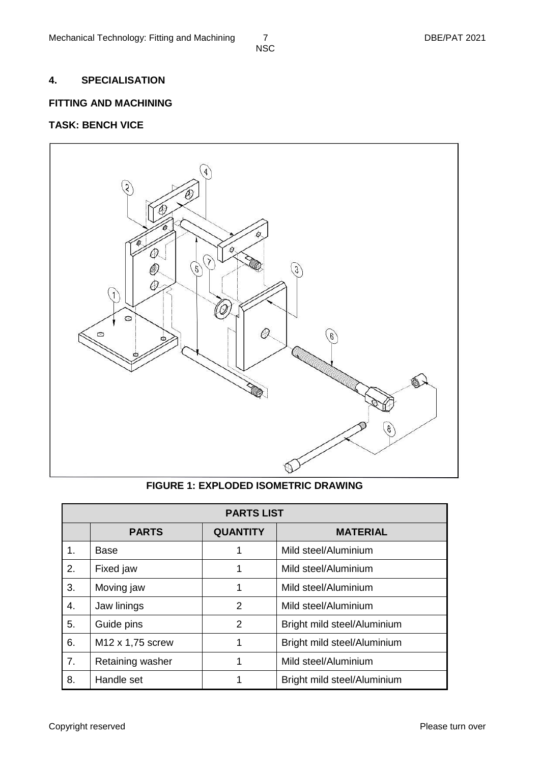## 4. SPECIALISATION

**FITTING AND MACHINING**

**TASK: BENCH VICE**

**FIGURE 1: EXPLODED ISOMETRIC DRAWING**

| PARTS LIST | | | |
|---|---|---|---|
| | **PARTS** | **QUANTITY** | **MATERIAL** |
| 1. | Base | 1 | Mild steel/Aluminium |
| 2. | Fixed jaw | 1 | Mild steel/Aluminium |
| 3. | Moving jaw | 1 | Mild steel/Aluminium |
| 4. | Jaw linings | 2 | Mild steel/Aluminium |
| 5. | Guide pins | 2 | Bright mild steel/Aluminium |
| 6. | M12 x 1,75 screw | 1 | Bright mild steel/Aluminium |
| 7. | Retaining washer | 1 | Mild steel/Aluminium |
| 8. | Handle set | 1 | Bright mild steel/Aluminium |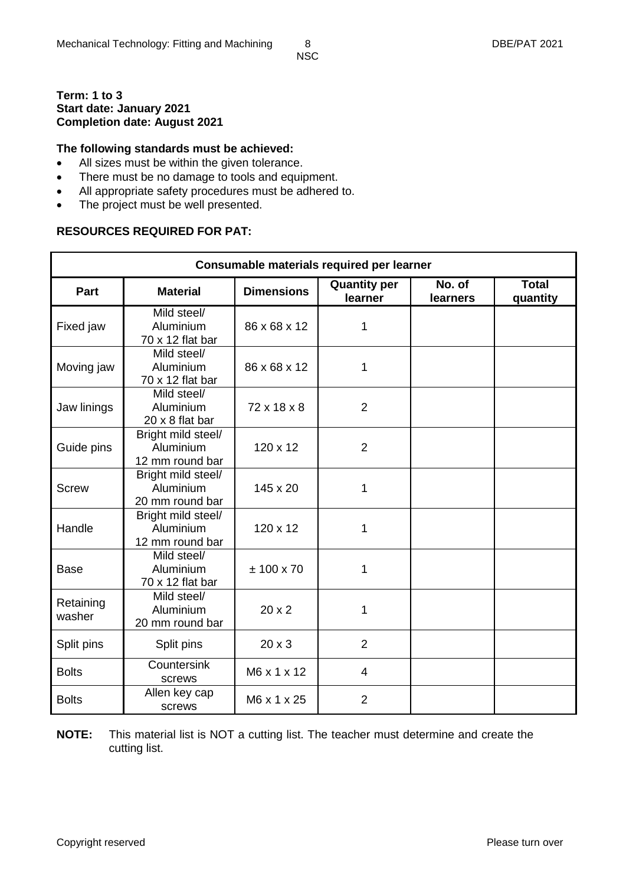**Term: 1 to 3**
**Start date: January 2021**
**Completion date: August 2021**

**The following standards must be achieved:**

- All sizes must be within the given tolerance.
- There must be no damage to tools and equipment.
- All appropriate safety procedures must be adhered to.
- The project must be well presented.

**RESOURCES REQUIRED FOR PAT:**

| **Consumable materials required per learner** | | | | | |
|---|---|---|---|---|---|
| **Part** | **Material** | **Dimensions** | **Quantity per learner** | **No. of learners** | **Total quantity** |
| Fixed jaw | Mild steel/ Aluminium 70 x 12 flat bar | 86 x 68 x 12 | 1 | | |
| Moving jaw | Mild steel/ Aluminium 70 x 12 flat bar | 86 x 68 x 12 | 1 | | |
| Jaw linings | Mild steel/ Aluminium 20 x 8 flat bar | 72 x 18 x 8 | 2 | | |
| Guide pins | Bright mild steel/ Aluminium 12 mm round bar | 120 x 12 | 2 | | |
| Screw | Bright mild steel/ Aluminium 20 mm round bar | 145 x 20 | 1 | | |
| Handle | Bright mild steel/ Aluminium 12 mm round bar | 120 x 12 | 1 | | |
| Base | Mild steel/ Aluminium 70 x 12 flat bar | ± 100 x 70 | 1 | | |
| Retaining washer | Mild steel/ Aluminium 20 mm round bar | 20 x 2 | 1 | | |
| Split pins | Split pins | 20 x 3 | 2 | | |
| Bolts | Countersink screws | M6 x 1 x 12 | 4 | | |
| Bolts | Allen key cap screws | M6 x 1 x 25 | 2 | | |

**NOTE:** This material list is NOT a cutting list. The teacher must determine and create the cutting list.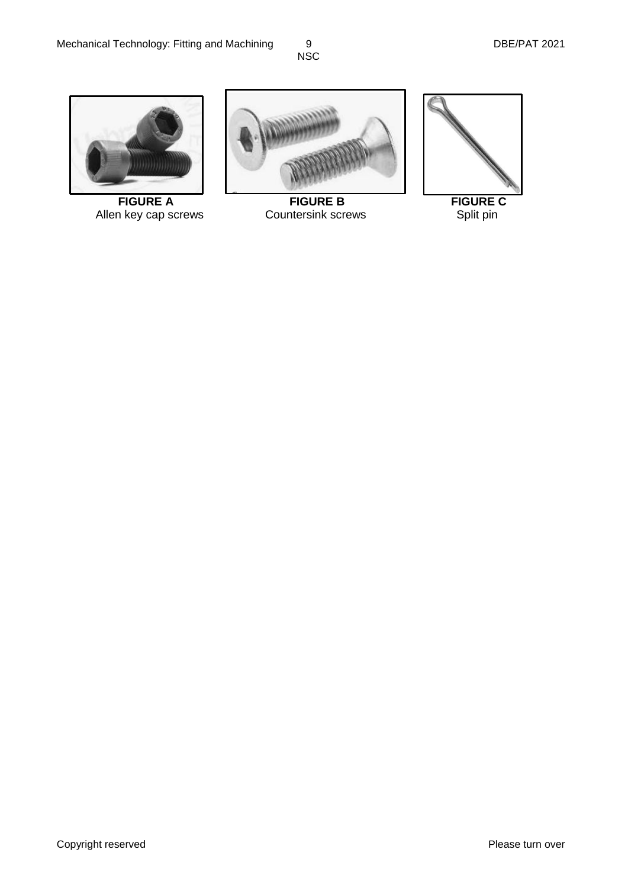**FIGURE A**
Allen key cap screws

**FIGURE B**
Countersink screws

**FIGURE C**
Split pin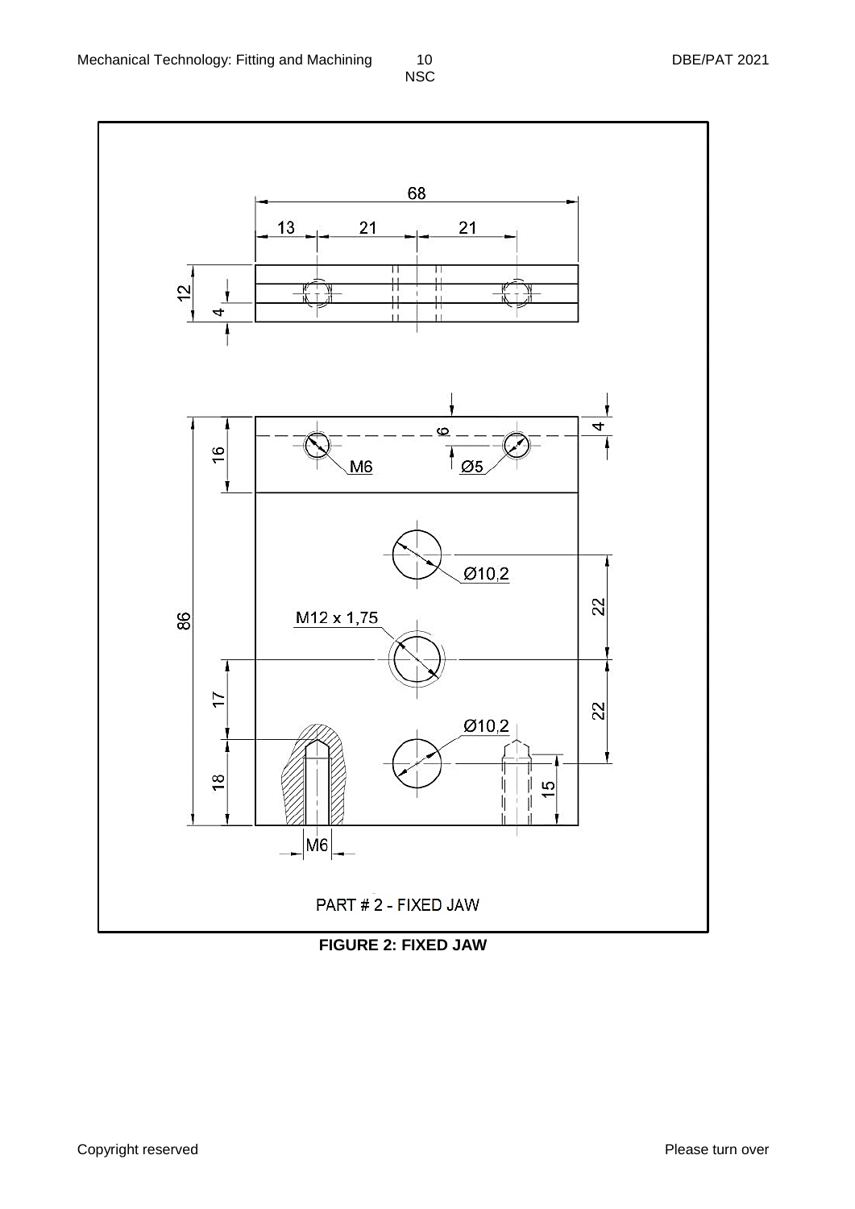PART # 2 - FIXED JAW

**FIGURE 2: FIXED JAW**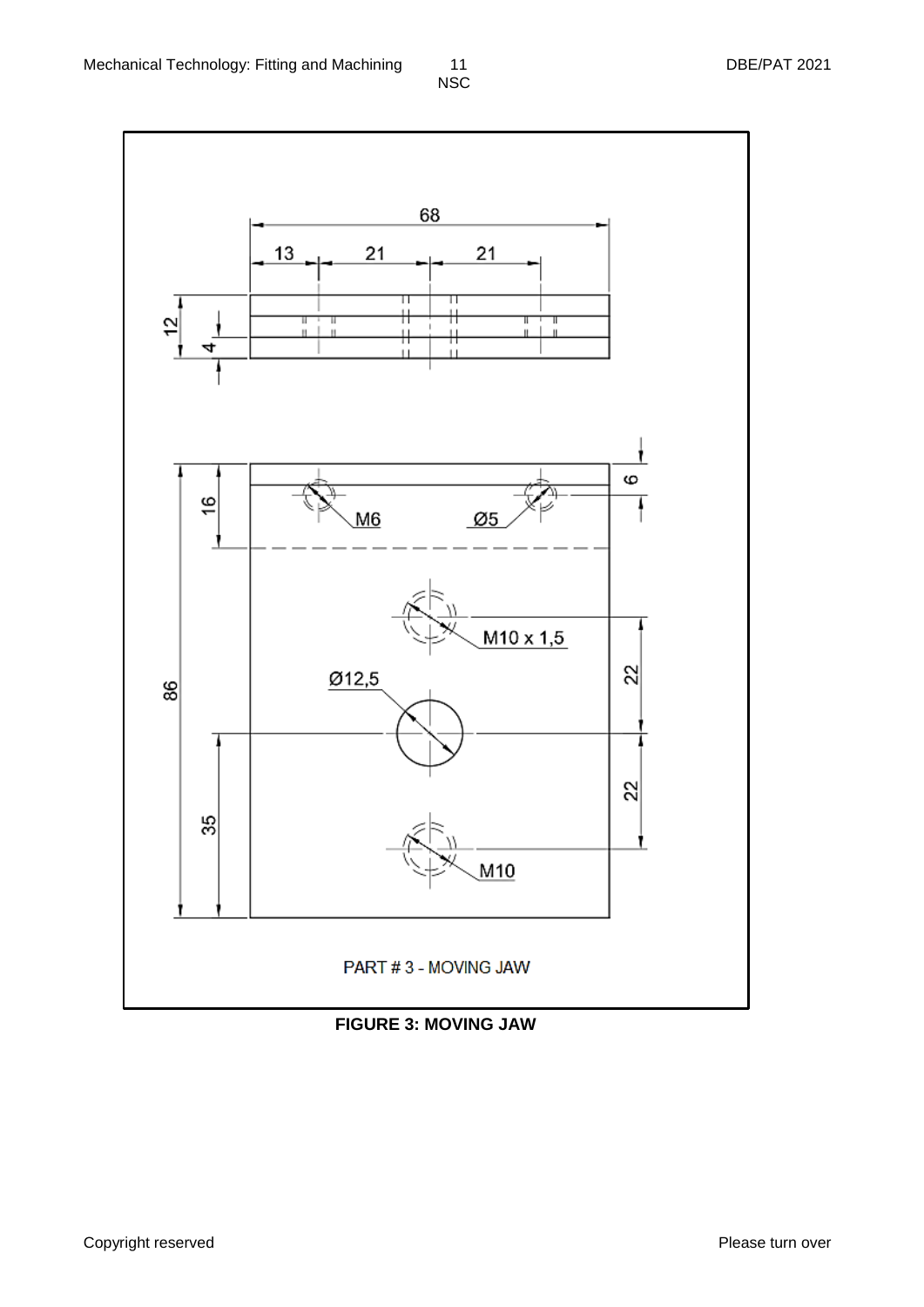68

13 21 21

12

4

16

6

M6

Ø5

M10 x 1,5

22

86

Ø12,5

22

35

M10

PART # 3 - MOVING JAW

**FIGURE 3: MOVING JAW**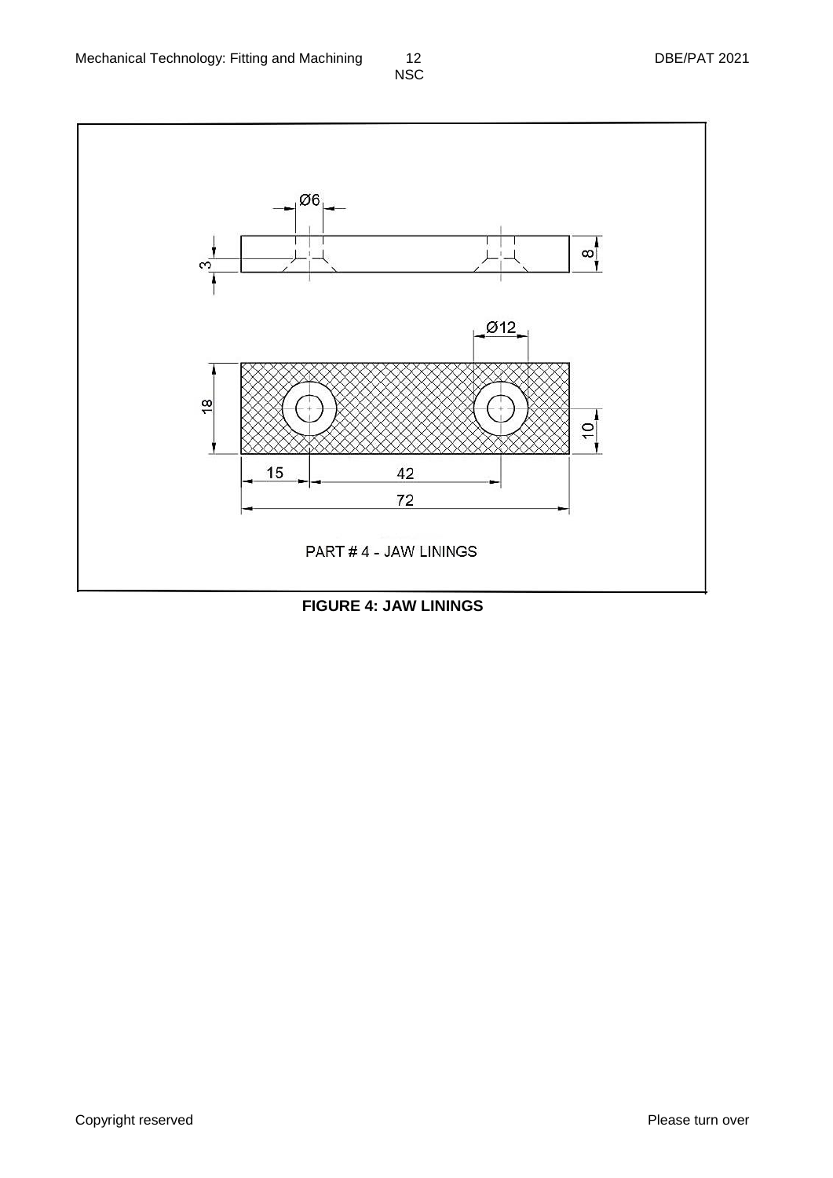Ø6

3

8

Ø12

18

10

15

42

72

PART # 4 - JAW LININGS

**FIGURE 4: JAW LININGS**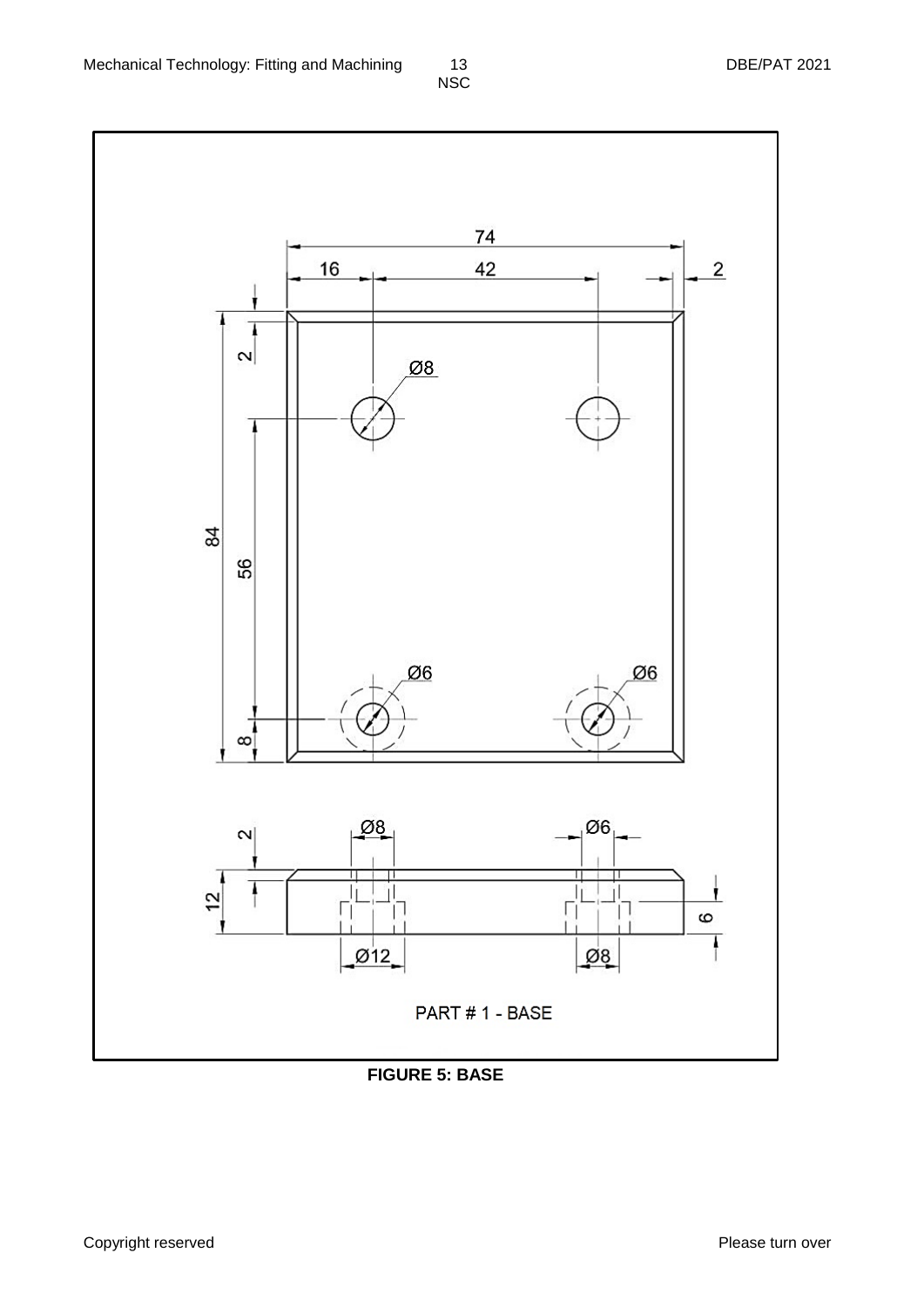74

16 42 2

Ø8

2

84

56

Ø6 Ø6

8

2 Ø8 Ø6

12 6

Ø12 Ø8

PART # 1 - BASE

**FIGURE 5: BASE**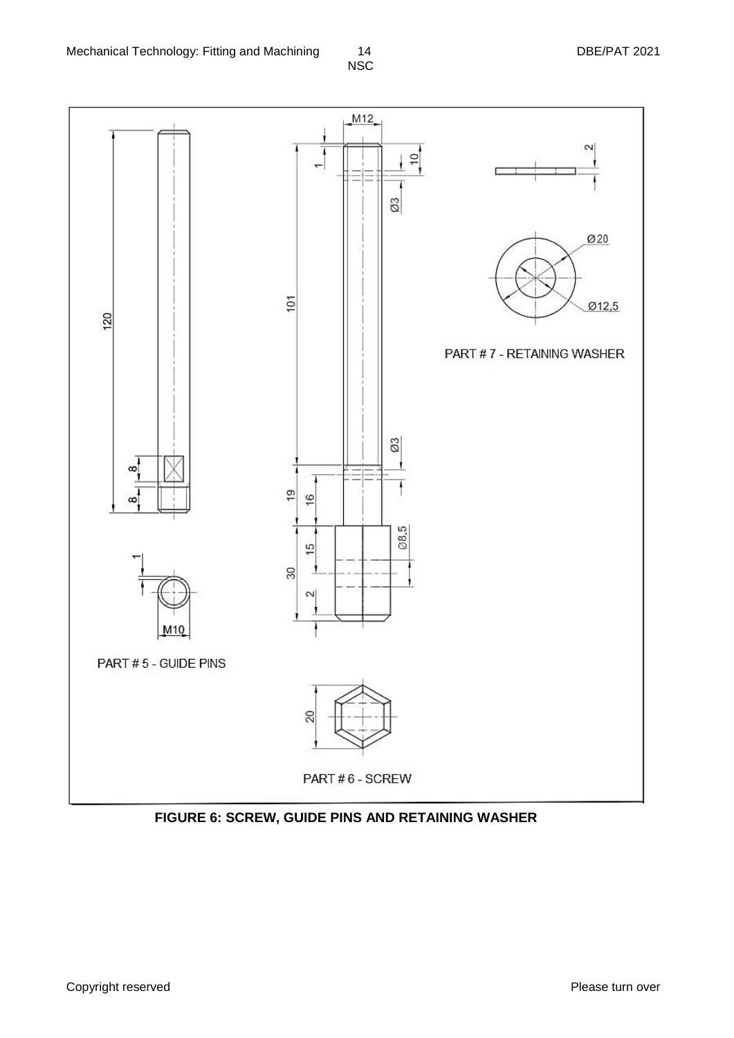M12

1

10

Ø3

101

Ø3

19

16

Ø8,5

15

30

2

20

PART # 6 - SCREW

120

8

8

1

M10

PART # 5 - GUIDE PINS

2

Ø20

Ø12,5

PART # 7 - RETAINING WASHER

**FIGURE 6: SCREW, GUIDE PINS AND RETAINING WASHER**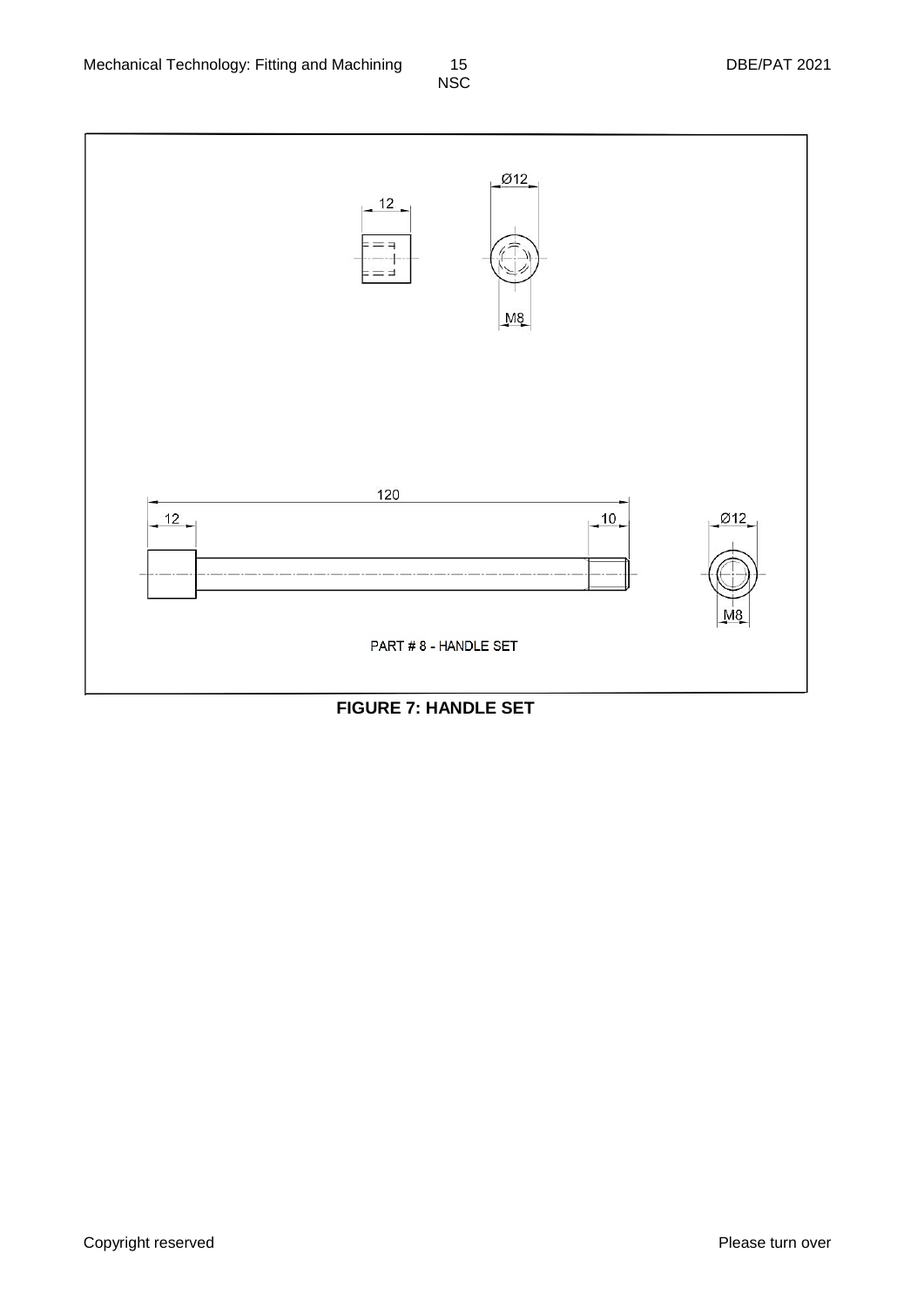Ø12

12

M8

120

12

10

Ø12

M8

PART # 8 - HANDLE SET

**FIGURE 7: HANDLE SET**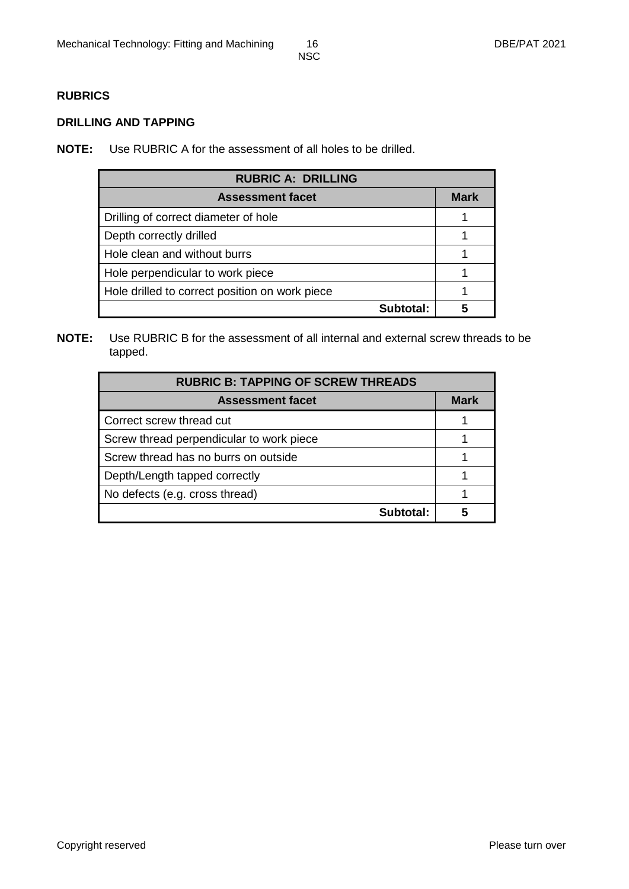## RUBRICS

### DRILLING AND TAPPING

**NOTE:** Use RUBRIC A for the assessment of all holes to be drilled.

| RUBRIC A: DRILLING | |
|---|---|
| **Assessment facet** | **Mark** |
| Drilling of correct diameter of hole | 1 |
| Depth correctly drilled | 1 |
| Hole clean and without burrs | 1 |
| Hole perpendicular to work piece | 1 |
| Hole drilled to correct position on work piece | 1 |
| **Subtotal:** | **5** |

**NOTE:** Use RUBRIC B for the assessment of all internal and external screw threads to be tapped.

| RUBRIC B: TAPPING OF SCREW THREADS | |
|---|---|
| **Assessment facet** | **Mark** |
| Correct screw thread cut | 1 |
| Screw thread perpendicular to work piece | 1 |
| Screw thread has no burrs on outside | 1 |
| Depth/Length tapped correctly | 1 |
| No defects (e.g. cross thread) | 1 |
| **Subtotal:** | **5** |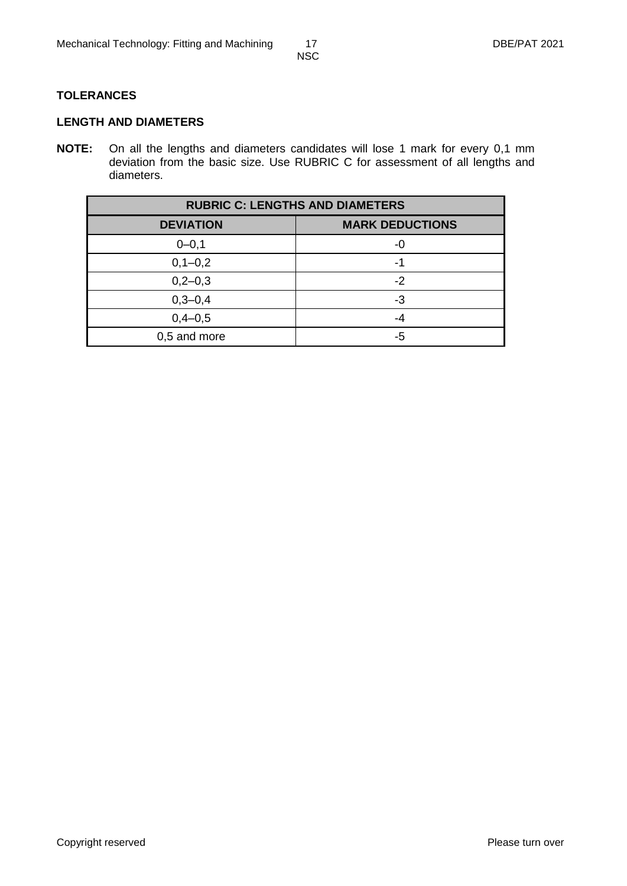## TOLERANCES

### LENGTH AND DIAMETERS

**NOTE:** On all the lengths and diameters candidates will lose 1 mark for every 0,1 mm deviation from the basic size. Use RUBRIC C for assessment of all lengths and diameters.

| RUBRIC C: LENGTHS AND DIAMETERS | |
|---|---|
| **DEVIATION** | **MARK DEDUCTIONS** |
| 0–0,1 | -0 |
| 0,1–0,2 | -1 |
| 0,2–0,3 | -2 |
| 0,3–0,4 | -3 |
| 0,4–0,5 | -4 |
| 0,5 and more | -5 |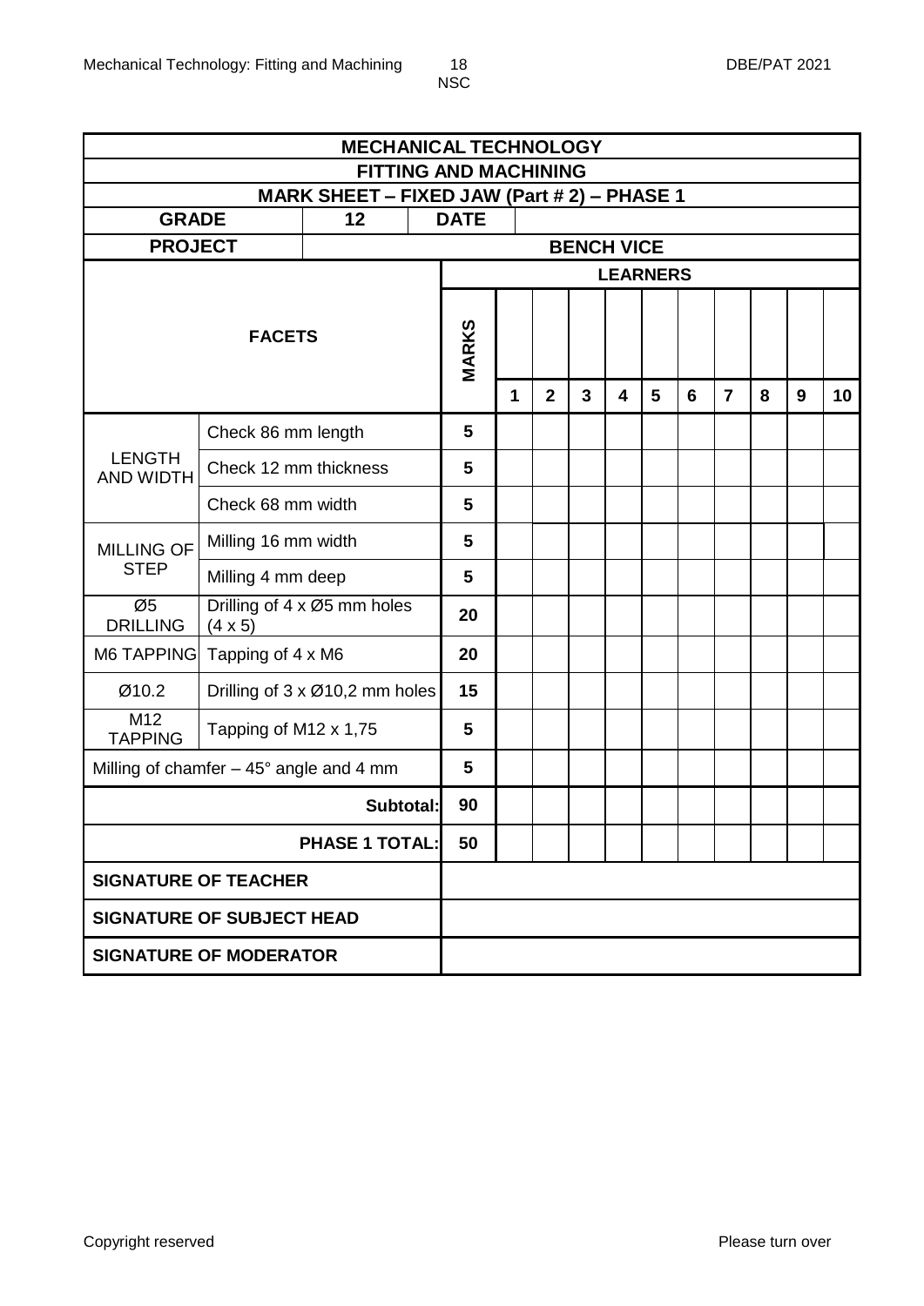| MECHANICAL TECHNOLOGY | | | | | | | | | | | | |
|---|---|---|---|---|---|---|---|---|---|---|---|---|
| FITTING AND MACHINING | | | | | | | | | | | | |
| MARK SHEET – FIXED JAW (Part # 2) – PHASE 1 | | | | | | | | | | | | |
| GRADE | 12 | DATE | | | | | | | | | | |
| PROJECT | | BENCH VICE | | | | | | | | | | |
| FACETS | | MARKS | LEARNERS | | | | | | | | | |
| | | | 1 | 2 | 3 | 4 | 5 | 6 | 7 | 8 | 9 | 10 |
| LENGTH AND WIDTH | Check 86 mm length | 5 | | | | | | | | | | |
| | Check 12 mm thickness | 5 | | | | | | | | | | |
| | Check 68 mm width | 5 | | | | | | | | | | |
| MILLING OF STEP | Milling 16 mm width | 5 | | | | | | | | | | |
| | Milling 4 mm deep | 5 | | | | | | | | | | |
| Ø5 DRILLING | Drilling of 4 x Ø5 mm holes (4 x 5) | 20 | | | | | | | | | | |
| M6 TAPPING | Tapping of 4 x M6 | 20 | | | | | | | | | | |
| Ø10.2 | Drilling of 3 x Ø10,2 mm holes | 15 | | | | | | | | | | |
| M12 TAPPING | Tapping of M12 x 1,75 | 5 | | | | | | | | | | |
| Milling of chamfer – 45° angle and 4 mm | | 5 | | | | | | | | | | |
| | **Subtotal:** | 90 | | | | | | | | | | |
| | **PHASE 1 TOTAL:** | 50 | | | | | | | | | | |
| **SIGNATURE OF TEACHER** | | | | | | | | | | | | |
| **SIGNATURE OF SUBJECT HEAD** | | | | | | | | | | | | |
| **SIGNATURE OF MODERATOR** | | | | | | | | | | | | |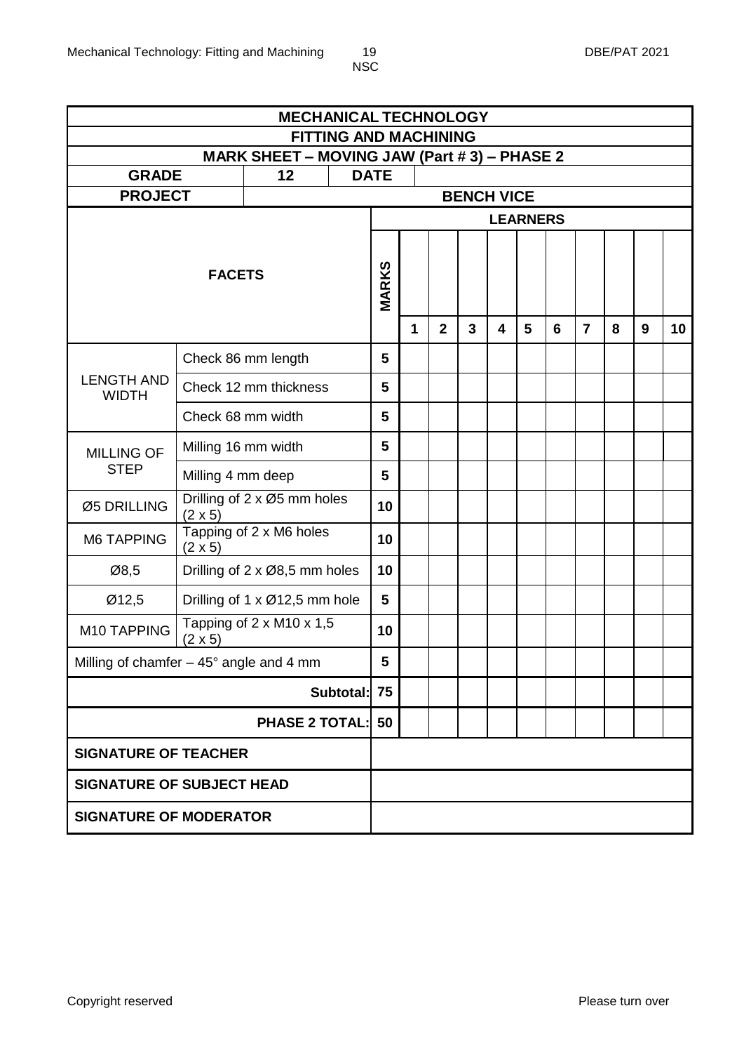| MECHANICAL TECHNOLOGY | | | | | | | | | | | | | |
|---|---|---|---|---|---|---|---|---|---|---|---|---|---|
| FITTING AND MACHINING | | | | | | | | | | | | | |
| MARK SHEET – MOVING JAW (Part # 3) – PHASE 2 | | | | | | | | | | | | | |
| GRADE | 12 | DATE | | | | | | | | | | | |
| PROJECT | | BENCH VICE | | | | | | | | | | | |
| FACETS | | MARKS | LEARNERS | | | | | | | | | | |
| | | | 1 | 2 | 3 | 4 | 5 | 6 | 7 | 8 | 9 | 10 | |
| LENGTH AND WIDTH | Check 86 mm length | 5 | | | | | | | | | | | |
| | Check 12 mm thickness | 5 | | | | | | | | | | | |
| | Check 68 mm width | 5 | | | | | | | | | | | |
| MILLING OF STEP | Milling 16 mm width | 5 | | | | | | | | | | | |
| | Milling 4 mm deep | 5 | | | | | | | | | | | |
| Ø5 DRILLING | Drilling of 2 x Ø5 mm holes (2 x 5) | 10 | | | | | | | | | | | |
| M6 TAPPING | Tapping of 2 x M6 holes (2 x 5) | 10 | | | | | | | | | | | |
| Ø8,5 | Drilling of 2 x Ø8,5 mm holes | 10 | | | | | | | | | | | |
| Ø12,5 | Drilling of 1 x Ø12,5 mm hole | 5 | | | | | | | | | | | |
| M10 TAPPING | Tapping of 2 x M10 x 1,5 (2 x 5) | 10 | | | | | | | | | | | |
| Milling of chamfer – 45° angle and 4 mm | | 5 | | | | | | | | | | | |
| | Subtotal: | 75 | | | | | | | | | | | |
| | PHASE 2 TOTAL: | 50 | | | | | | | | | | | |
| SIGNATURE OF TEACHER | | | | | | | | | | | | | |
| SIGNATURE OF SUBJECT HEAD | | | | | | | | | | | | | |
| SIGNATURE OF MODERATOR | | | | | | | | | | | | | |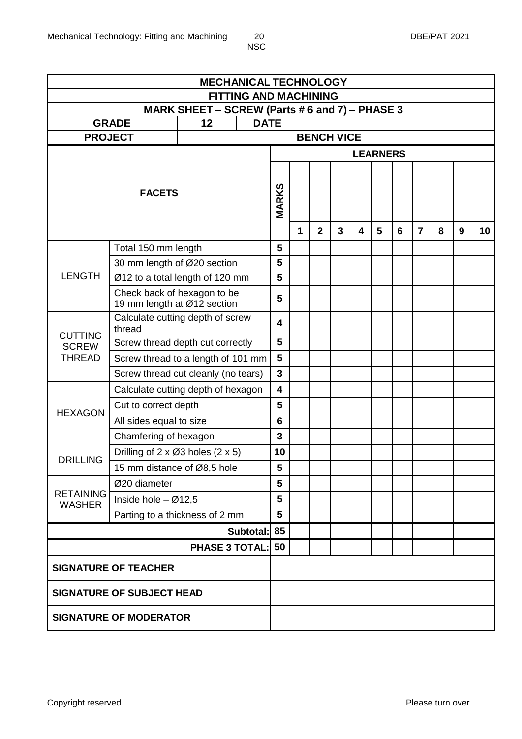| MECHANICAL TECHNOLOGY | | | | | | | | | | | | |
|---|---|---|---|---|---|---|---|---|---|---|---|---|
| **FITTING AND MACHINING** | | | | | | | | | | | | |
| **MARK SHEET – SCREW (Parts # 6 and 7) – PHASE 3** | | | | | | | | | | | | |
| **GRADE** | **12** | **DATE** | | | | | | | | | | |
| **PROJECT** | **BENCH VICE** | | | | | | | | | | | |
| **FACETS** | | **MARKS** | **LEARNERS** | | | | | | | | | |
| | | | **1** | **2** | **3** | **4** | **5** | **6** | **7** | **8** | **9** | **10** |
| LENGTH | Total 150 mm length | **5** | | | | | | | | | | |
| | 30 mm length of Ø20 section | **5** | | | | | | | | | | |
| | Ø12 to a total length of 120 mm | **5** | | | | | | | | | | |
| | Check back of hexagon to be 19 mm length at Ø12 section | **5** | | | | | | | | | | |
| CUTTING SCREW THREAD | Calculate cutting depth of screw thread | **4** | | | | | | | | | | |
| | Screw thread depth cut correctly | **5** | | | | | | | | | | |
| | Screw thread to a length of 101 mm | **5** | | | | | | | | | | |
| | Screw thread cut cleanly (no tears) | **3** | | | | | | | | | | |
| HEXAGON | Calculate cutting depth of hexagon | **4** | | | | | | | | | | |
| | Cut to correct depth | **5** | | | | | | | | | | |
| | All sides equal to size | **6** | | | | | | | | | | |
| | Chamfering of hexagon | **3** | | | | | | | | | | |
| DRILLING | Drilling of 2 x Ø3 holes (2 x 5) | **10** | | | | | | | | | | |
| | 15 mm distance of Ø8,5 hole | **5** | | | | | | | | | | |
| RETAINING WASHER | Ø20 diameter | **5** | | | | | | | | | | |
| | Inside hole – Ø12,5 | **5** | | | | | | | | | | |
| | Parting to a thickness of 2 mm | **5** | | | | | | | | | | |
| | **Subtotal:** | **85** | | | | | | | | | | |
| | **PHASE 3 TOTAL:** | **50** | | | | | | | | | | |
| **SIGNATURE OF TEACHER** | | | | | | | | | | | | |
| **SIGNATURE OF SUBJECT HEAD** | | | | | | | | | | | | |
| **SIGNATURE OF MODERATOR** | | | | | | | | | | | | |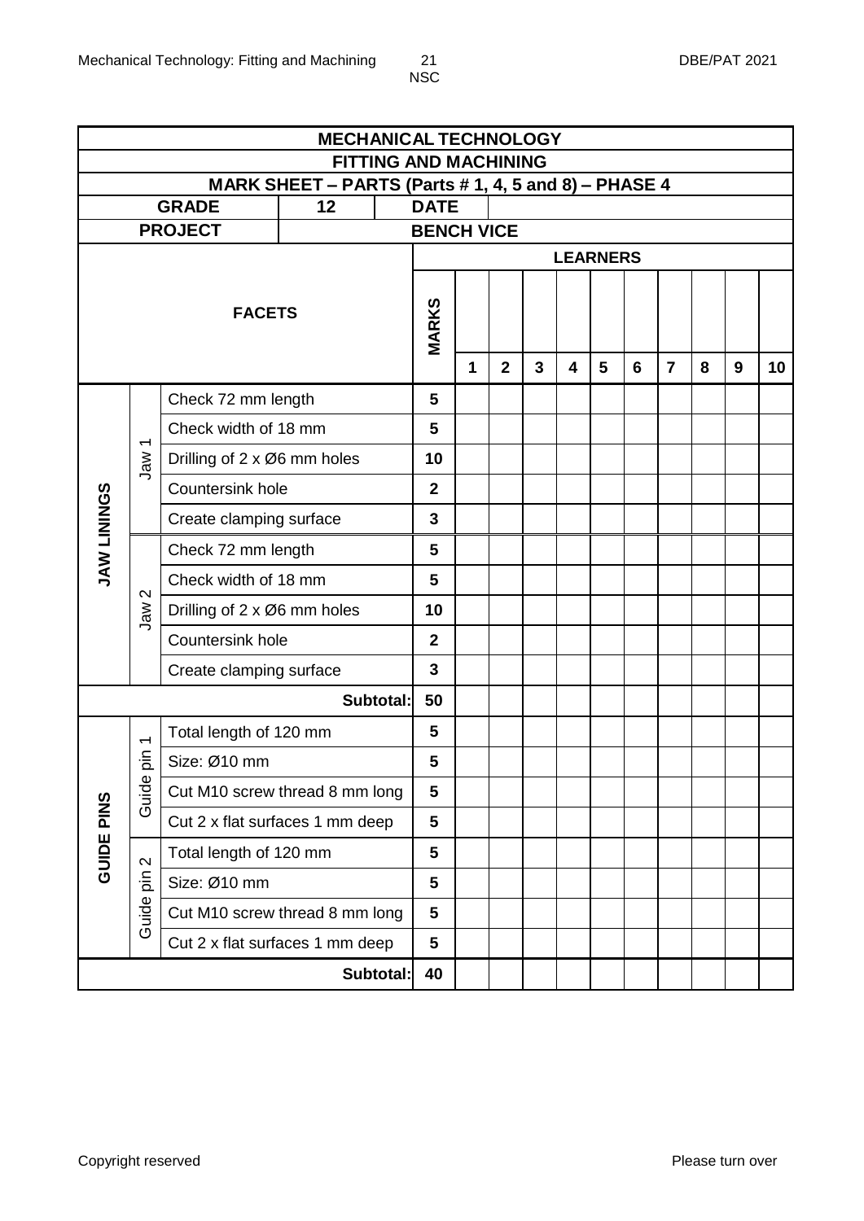| MECHANICAL TECHNOLOGY | | | | | | | | | | | | | |
|---|---|---|---|---|---|---|---|---|---|---|---|---|---|
| **FITTING AND MACHINING** | | | | | | | | | | | | | |
| **MARK SHEET – PARTS (Parts # 1, 4, 5 and 8) – PHASE 4** | | | | | | | | | | | | | |
| **GRADE** | | **12** | **DATE** | | | | | | | | | | |
| **PROJECT** | | | **BENCH VICE** | | | | | | | | | | |
| **FACETS** | | | **MARKS** | **LEARNERS** | | | | | | | | | |
| | | | | **1** | **2** | **3** | **4** | **5** | **6** | **7** | **8** | **9** | **10** |
| **JAW LININGS** | Jaw 1 | Check 72 mm length | **5** | | | | | | | | | | |
| | | Check width of 18 mm | **5** | | | | | | | | | | |
| | | Drilling of 2 x Ø6 mm holes | **10** | | | | | | | | | | |
| | | Countersink hole | **2** | | | | | | | | | | |
| | | Create clamping surface | **3** | | | | | | | | | | |
| | Jaw 2 | Check 72 mm length | **5** | | | | | | | | | | |
| | | Check width of 18 mm | **5** | | | | | | | | | | |
| | | Drilling of 2 x Ø6 mm holes | **10** | | | | | | | | | | |
| | | Countersink hole | **2** | | | | | | | | | | |
| | | Create clamping surface | **3** | | | | | | | | | | |
| | | **Subtotal:** | **50** | | | | | | | | | | |
| **GUIDE PINS** | Guide pin 1 | Total length of 120 mm | **5** | | | | | | | | | | |
| | | Size: Ø10 mm | **5** | | | | | | | | | | |
| | | Cut M10 screw thread 8 mm long | **5** | | | | | | | | | | |
| | | Cut 2 x flat surfaces 1 mm deep | **5** | | | | | | | | | | |
| | Guide pin 2 | Total length of 120 mm | **5** | | | | | | | | | | |
| | | Size: Ø10 mm | **5** | | | | | | | | | | |
| | | Cut M10 screw thread 8 mm long | **5** | | | | | | | | | | |
| | | Cut 2 x flat surfaces 1 mm deep | **5** | | | | | | | | | | |
| | | **Subtotal:** | **40** | | | | | | | | | | |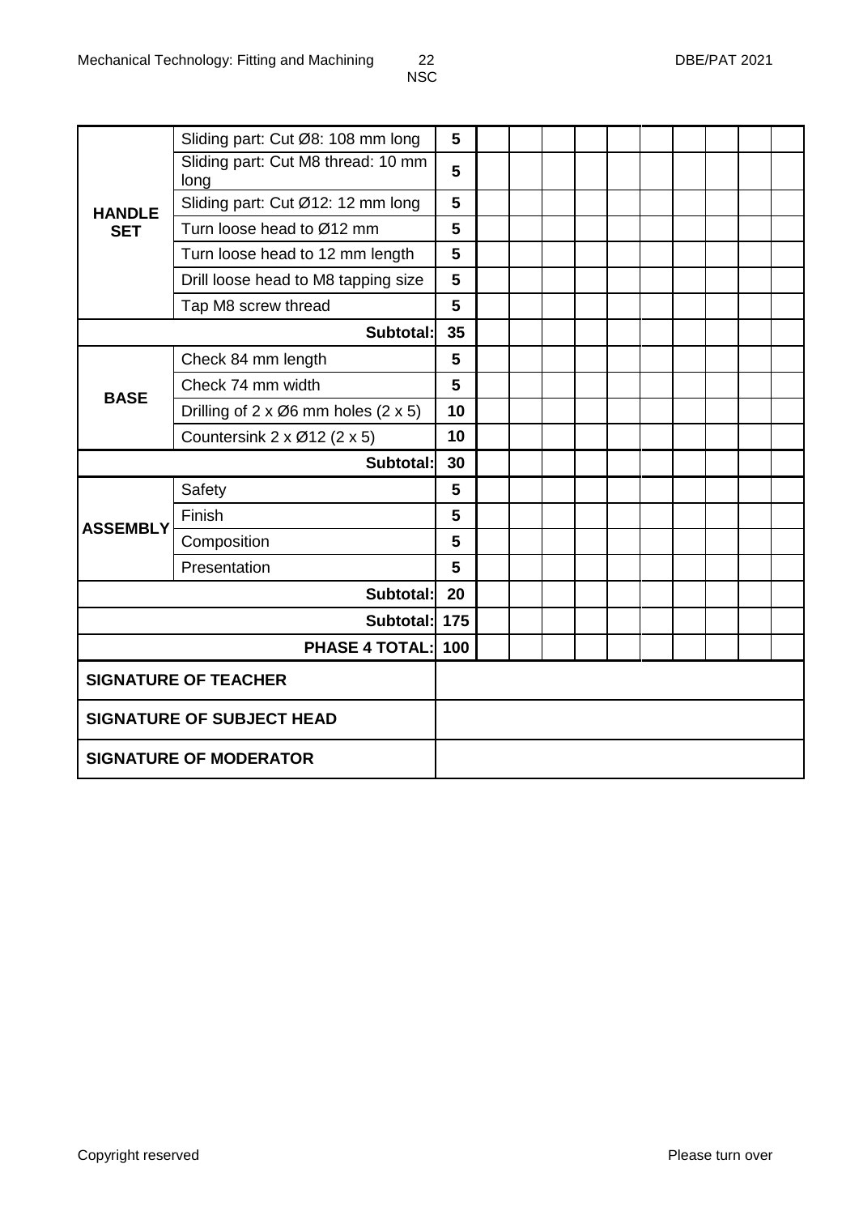| | | | | | | | | | | | | |
|---|---|---|---|---|---|---|---|---|---|---|---|---|
| **HANDLE SET** | Sliding part: Cut Ø8: 108 mm long | **5** | | | | | | | | | | |
| | Sliding part: Cut M8 thread: 10 mm long | **5** | | | | | | | | | | |
| | Sliding part: Cut Ø12: 12 mm long | **5** | | | | | | | | | | |
| | Turn loose head to Ø12 mm | **5** | | | | | | | | | | |
| | Turn loose head to 12 mm length | **5** | | | | | | | | | | |
| | Drill loose head to M8 tapping size | **5** | | | | | | | | | | |
| | Tap M8 screw thread | **5** | | | | | | | | | | |
| | **Subtotal:** | **35** | | | | | | | | | | |
| **BASE** | Check 84 mm length | **5** | | | | | | | | | | |
| | Check 74 mm width | **5** | | | | | | | | | | |
| | Drilling of 2 x Ø6 mm holes (2 x 5) | **10** | | | | | | | | | | |
| | Countersink 2 x Ø12 (2 x 5) | **10** | | | | | | | | | | |
| | **Subtotal:** | **30** | | | | | | | | | | |
| **ASSEMBLY** | Safety | **5** | | | | | | | | | | |
| | Finish | **5** | | | | | | | | | | |
| | Composition | **5** | | | | | | | | | | |
| | Presentation | **5** | | | | | | | | | | |
| | **Subtotal:** | **20** | | | | | | | | | | |
| | **Subtotal:** | **175** | | | | | | | | | | |
| | **PHASE 4 TOTAL:** | **100** | | | | | | | | | | |

| | |
|---|---|
| **SIGNATURE OF TEACHER** | |
| **SIGNATURE OF SUBJECT HEAD** | |
| **SIGNATURE OF MODERATOR** | |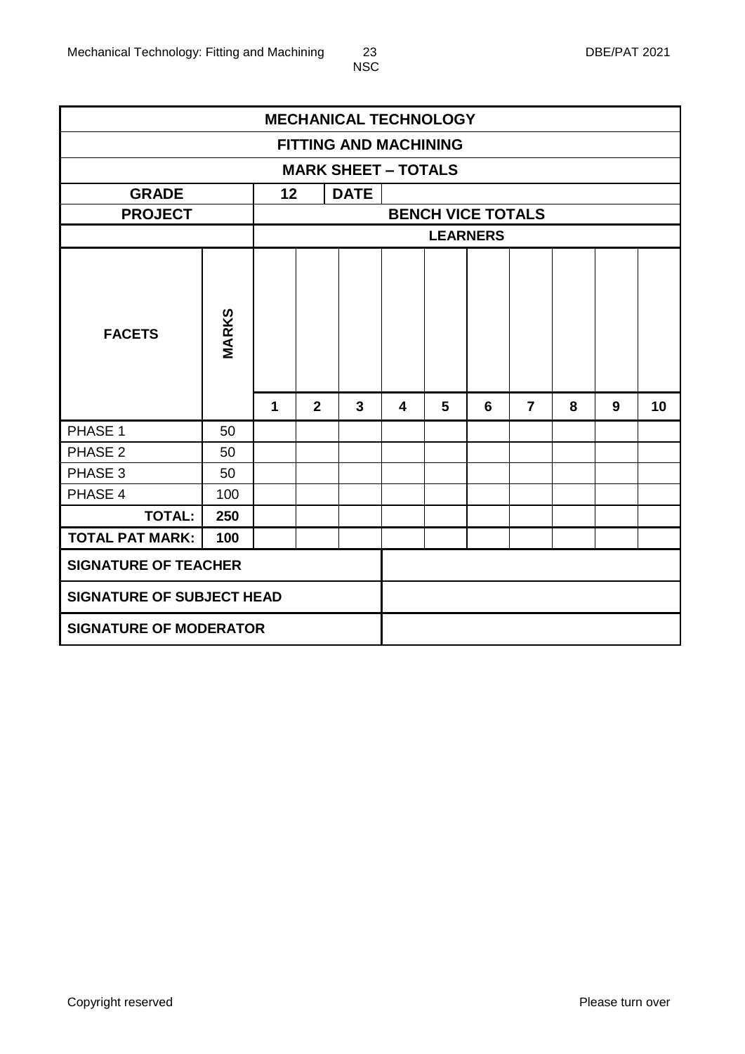| MECHANICAL TECHNOLOGY | | | | | | | | | | | |
|---|---|---|---|---|---|---|---|---|---|---|---|
| FITTING AND MACHINING | | | | | | | | | | | |
| MARK SHEET – TOTALS | | | | | | | | | | | |
| **GRADE** | | **12** | | **DATE** | | | | | | | |
| **PROJECT** | | **BENCH VICE TOTALS** | | | | | | | | | |
| | | **LEARNERS** | | | | | | | | | |
| **FACETS** | **MARKS** | | | | | | | | | | |
| | | **1** | **2** | **3** | **4** | **5** | **6** | **7** | **8** | **9** | **10** |
| PHASE 1 | 50 | | | | | | | | | | |
| PHASE 2 | 50 | | | | | | | | | | |
| PHASE 3 | 50 | | | | | | | | | | |
| PHASE 4 | 100 | | | | | | | | | | |
| **TOTAL:** | **250** | | | | | | | | | | |
| **TOTAL PAT MARK:** | **100** | | | | | | | | | | |

| | |
|---|---|
| **SIGNATURE OF TEACHER** | |
| **SIGNATURE OF SUBJECT HEAD** | |
| **SIGNATURE OF MODERATOR** | |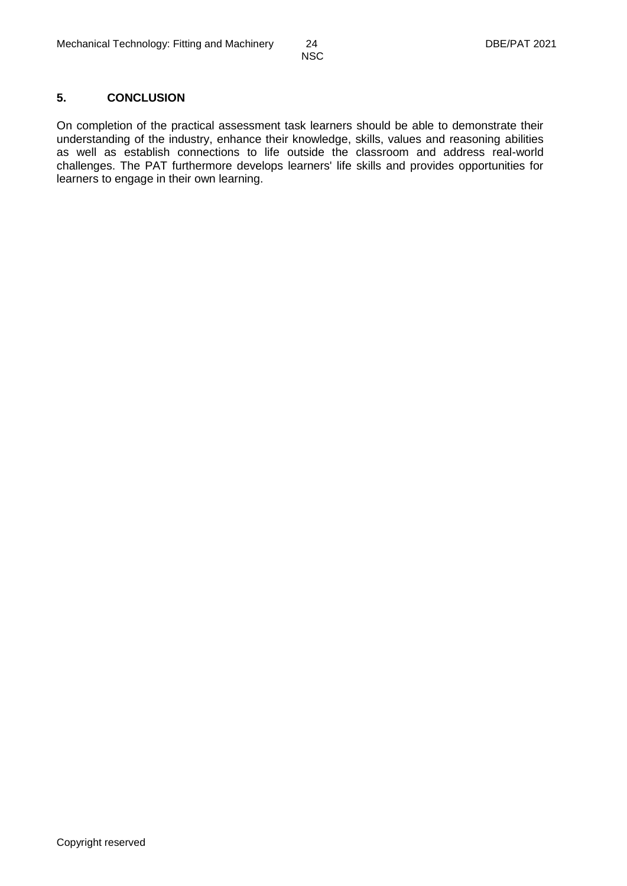## 5. CONCLUSION

On completion of the practical assessment task learners should be able to demonstrate their understanding of the industry, enhance their knowledge, skills, values and reasoning abilities as well as establish connections to life outside the classroom and address real-world challenges. The PAT furthermore develops learners' life skills and provides opportunities for learners to engage in their own learning.